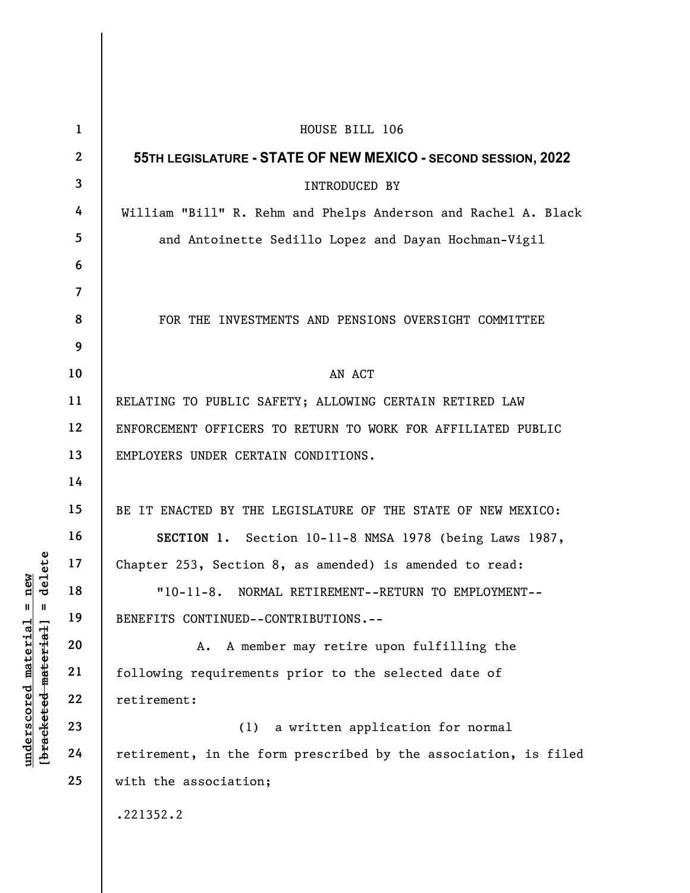HOUSE BILL 106

**55TH LEGISLATURE - STATE OF NEW MEXICO - SECOND SESSION, 2022**

INTRODUCED BY

William "Bill" R. Rehm and Phelps Anderson and Rachel A. Black and Antoinette Sedillo Lopez and Dayan Hochman-Vigil

FOR THE INVESTMENTS AND PENSIONS OVERSIGHT COMMITTEE

AN ACT

RELATING TO PUBLIC SAFETY; ALLOWING CERTAIN RETIRED LAW ENFORCEMENT OFFICERS TO RETURN TO WORK FOR AFFILIATED PUBLIC EMPLOYERS UNDER CERTAIN CONDITIONS.

BE IT ENACTED BY THE LEGISLATURE OF THE STATE OF NEW MEXICO:

**SECTION 1.** Section 10-11-8 NMSA 1978 (being Laws 1987, Chapter 253, Section 8, as amended) is amended to read:

"10-11-8. NORMAL RETIREMENT--RETURN TO EMPLOYMENT--BENEFITS CONTINUED--CONTRIBUTIONS.--

A. A member may retire upon fulfilling the following requirements prior to the selected date of retirement:

(1) a written application for normal retirement, in the form prescribed by the association, is filed with the association;

.221352.2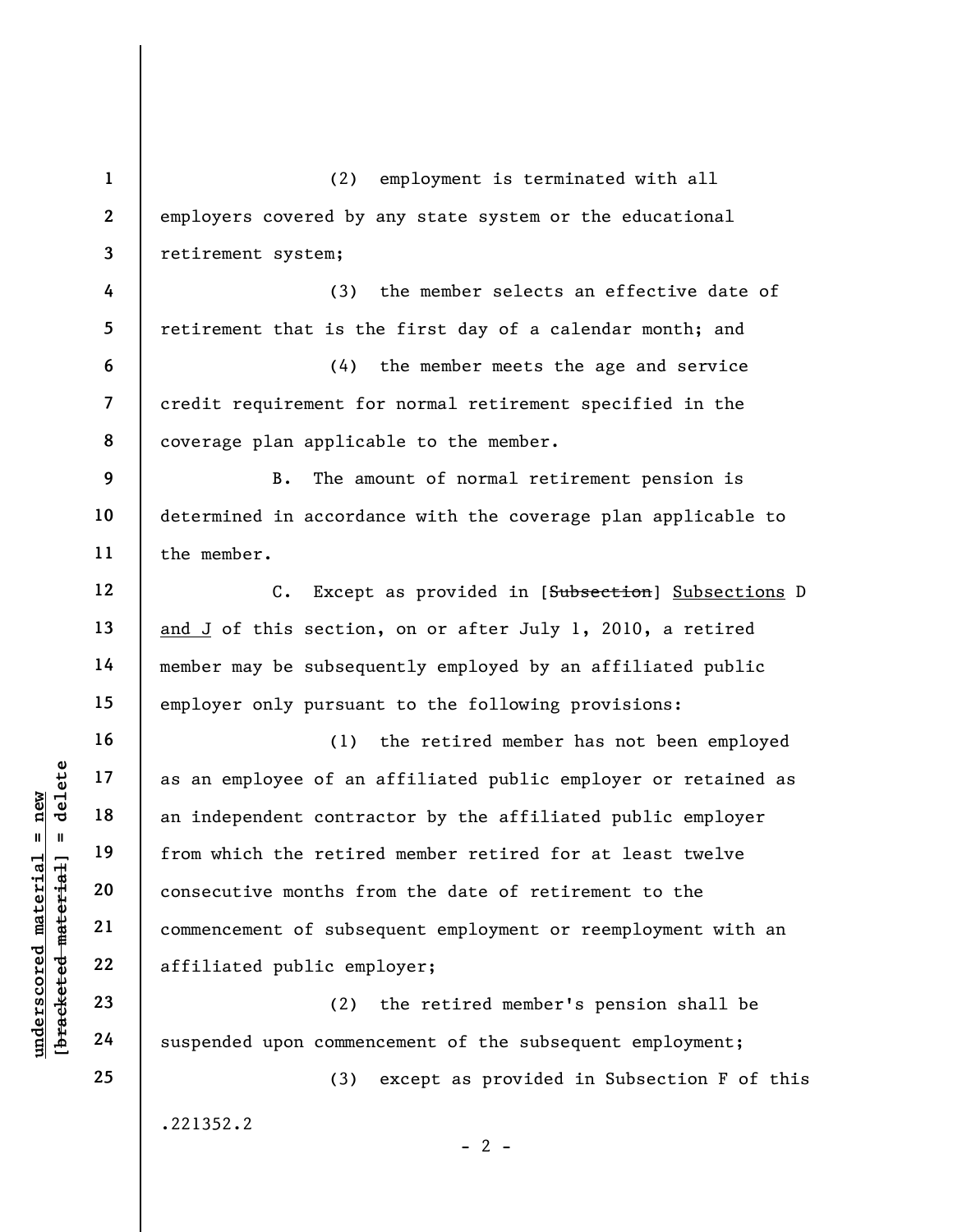(2) employment is terminated with all employers covered by any state system or the educational retirement system;

(3) the member selects an effective date of retirement that is the first day of a calendar month; and

(4) the member meets the age and service credit requirement for normal retirement specified in the coverage plan applicable to the member.

B. The amount of normal retirement pension is determined in accordance with the coverage plan applicable to the member.

C. Except as provided in [~~Subsection~~] <u>Subsections</u> D <u>and J</u> of this section, on or after July 1, 2010, a retired member may be subsequently employed by an affiliated public employer only pursuant to the following provisions:

(1) the retired member has not been employed as an employee of an affiliated public employer or retained as an independent contractor by the affiliated public employer from which the retired member retired for at least twelve consecutive months from the date of retirement to the commencement of subsequent employment or reemployment with an affiliated public employer;

(2) the retired member's pension shall be suspended upon commencement of the subsequent employment;

(3) except as provided in Subsection F of this

.221352.2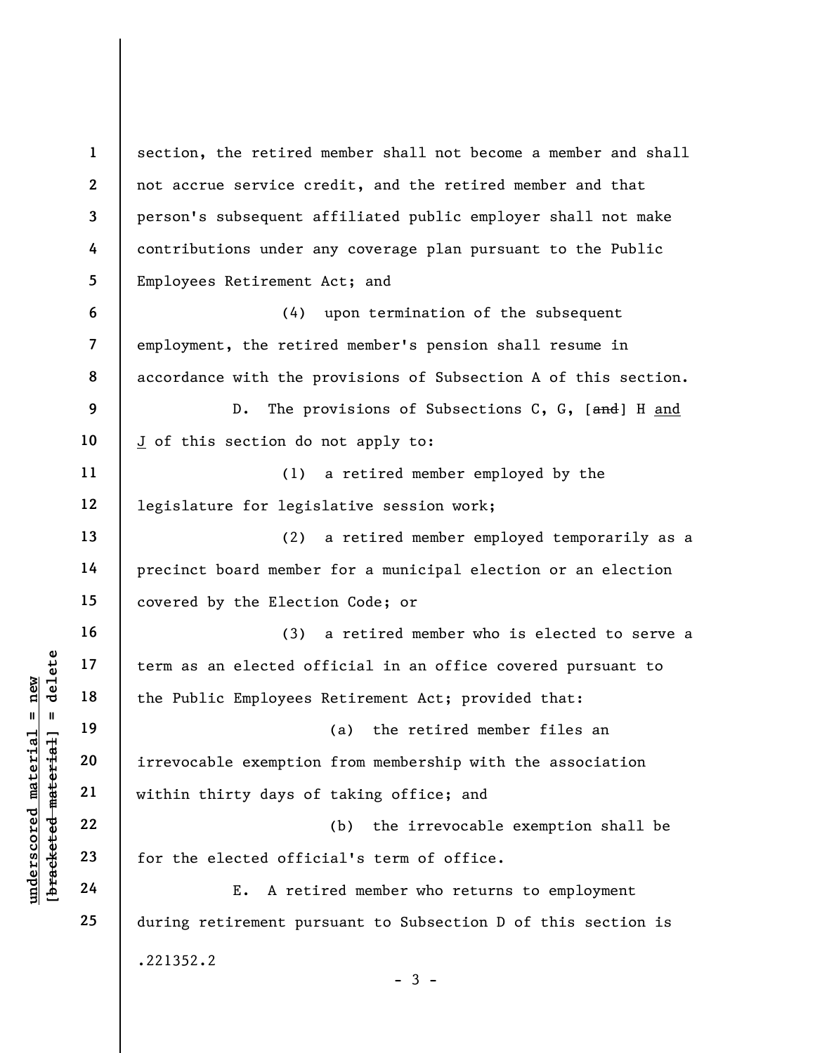section, the retired member shall not become a member and shall not accrue service credit, and the retired member and that person's subsequent affiliated public employer shall not make contributions under any coverage plan pursuant to the Public Employees Retirement Act; and

(4) upon termination of the subsequent employment, the retired member's pension shall resume in accordance with the provisions of Subsection A of this section.

D. The provisions of Subsections C, G, [~~and~~] H and J of this section do not apply to:

(1) a retired member employed by the legislature for legislative session work;

(2) a retired member employed temporarily as a precinct board member for a municipal election or an election covered by the Election Code; or

(3) a retired member who is elected to serve a term as an elected official in an office covered pursuant to the Public Employees Retirement Act; provided that:

(a) the retired member files an irrevocable exemption from membership with the association within thirty days of taking office; and

(b) the irrevocable exemption shall be for the elected official's term of office.

E. A retired member who returns to employment during retirement pursuant to Subsection D of this section is

.221352.2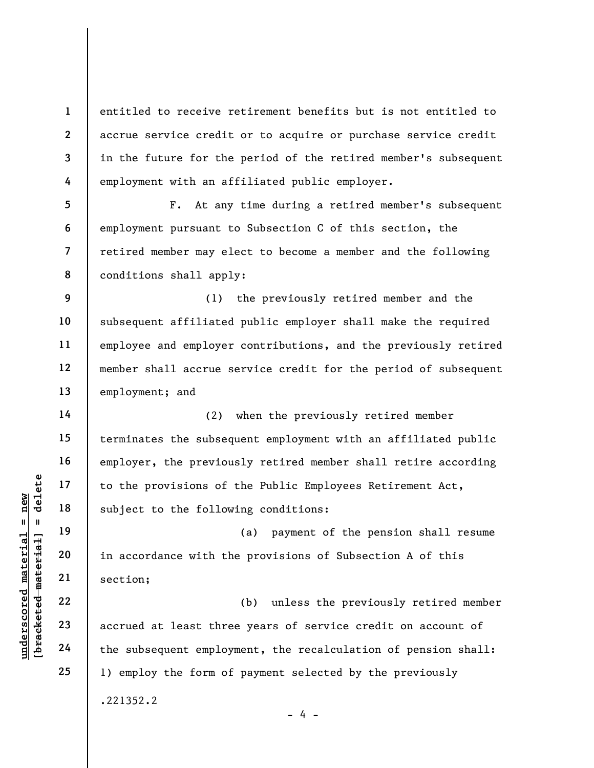entitled to receive retirement benefits but is not entitled to accrue service credit or to acquire or purchase service credit in the future for the period of the retired member's subsequent employment with an affiliated public employer.

F. At any time during a retired member's subsequent employment pursuant to Subsection C of this section, the retired member may elect to become a member and the following conditions shall apply:

(1) the previously retired member and the subsequent affiliated public employer shall make the required employee and employer contributions, and the previously retired member shall accrue service credit for the period of subsequent employment; and

(2) when the previously retired member terminates the subsequent employment with an affiliated public employer, the previously retired member shall retire according to the provisions of the Public Employees Retirement Act, subject to the following conditions:

(a) payment of the pension shall resume in accordance with the provisions of Subsection A of this section;

(b) unless the previously retired member accrued at least three years of service credit on account of the subsequent employment, the recalculation of pension shall: 1) employ the form of payment selected by the previously

.221352.2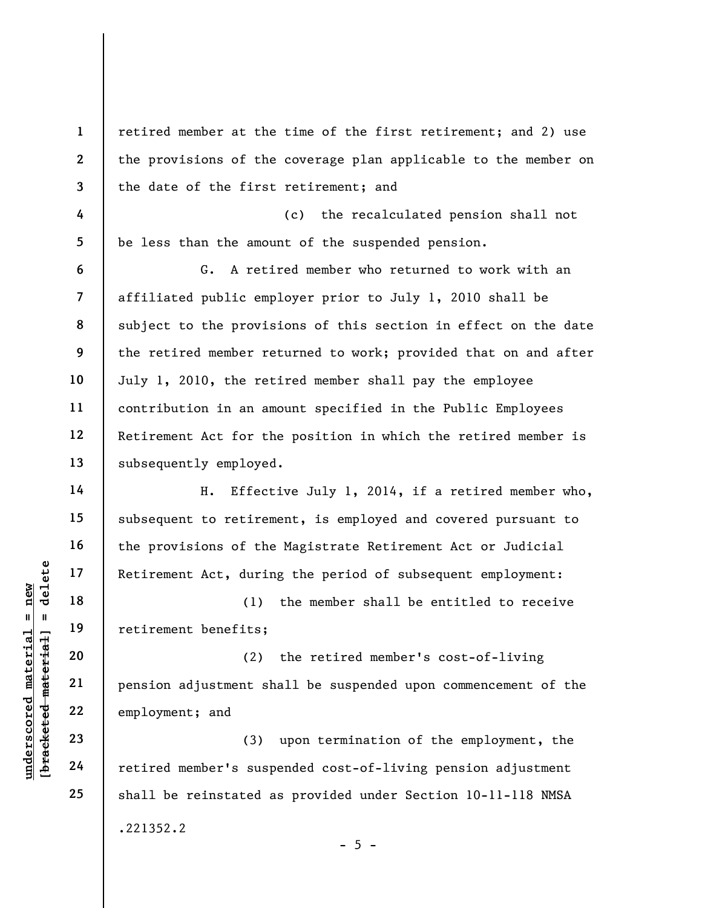retired member at the time of the first retirement; and 2) use the provisions of the coverage plan applicable to the member on the date of the first retirement; and

(c) the recalculated pension shall not be less than the amount of the suspended pension.

G. A retired member who returned to work with an affiliated public employer prior to July 1, 2010 shall be subject to the provisions of this section in effect on the date the retired member returned to work; provided that on and after July 1, 2010, the retired member shall pay the employee contribution in an amount specified in the Public Employees Retirement Act for the position in which the retired member is subsequently employed.

H. Effective July 1, 2014, if a retired member who, subsequent to retirement, is employed and covered pursuant to the provisions of the Magistrate Retirement Act or Judicial Retirement Act, during the period of subsequent employment:

(1) the member shall be entitled to receive retirement benefits;

(2) the retired member's cost-of-living pension adjustment shall be suspended upon commencement of the employment; and

(3) upon termination of the employment, the retired member's suspended cost-of-living pension adjustment shall be reinstated as provided under Section 10-11-118 NMSA

.221352.2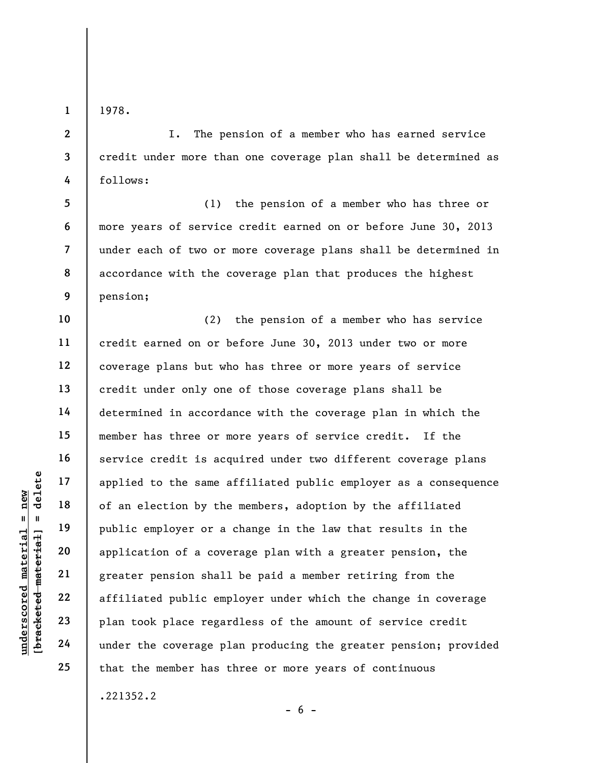1978.

I. The pension of a member who has earned service credit under more than one coverage plan shall be determined as follows:

(1) the pension of a member who has three or more years of service credit earned on or before June 30, 2013 under each of two or more coverage plans shall be determined in accordance with the coverage plan that produces the highest pension;

(2) the pension of a member who has service credit earned on or before June 30, 2013 under two or more coverage plans but who has three or more years of service credit under only one of those coverage plans shall be determined in accordance with the coverage plan in which the member has three or more years of service credit. If the service credit is acquired under two different coverage plans applied to the same affiliated public employer as a consequence of an election by the members, adoption by the affiliated public employer or a change in the law that results in the application of a coverage plan with a greater pension, the greater pension shall be paid a member retiring from the affiliated public employer under which the change in coverage plan took place regardless of the amount of service credit under the coverage plan producing the greater pension; provided that the member has three or more years of continuous

.221352.2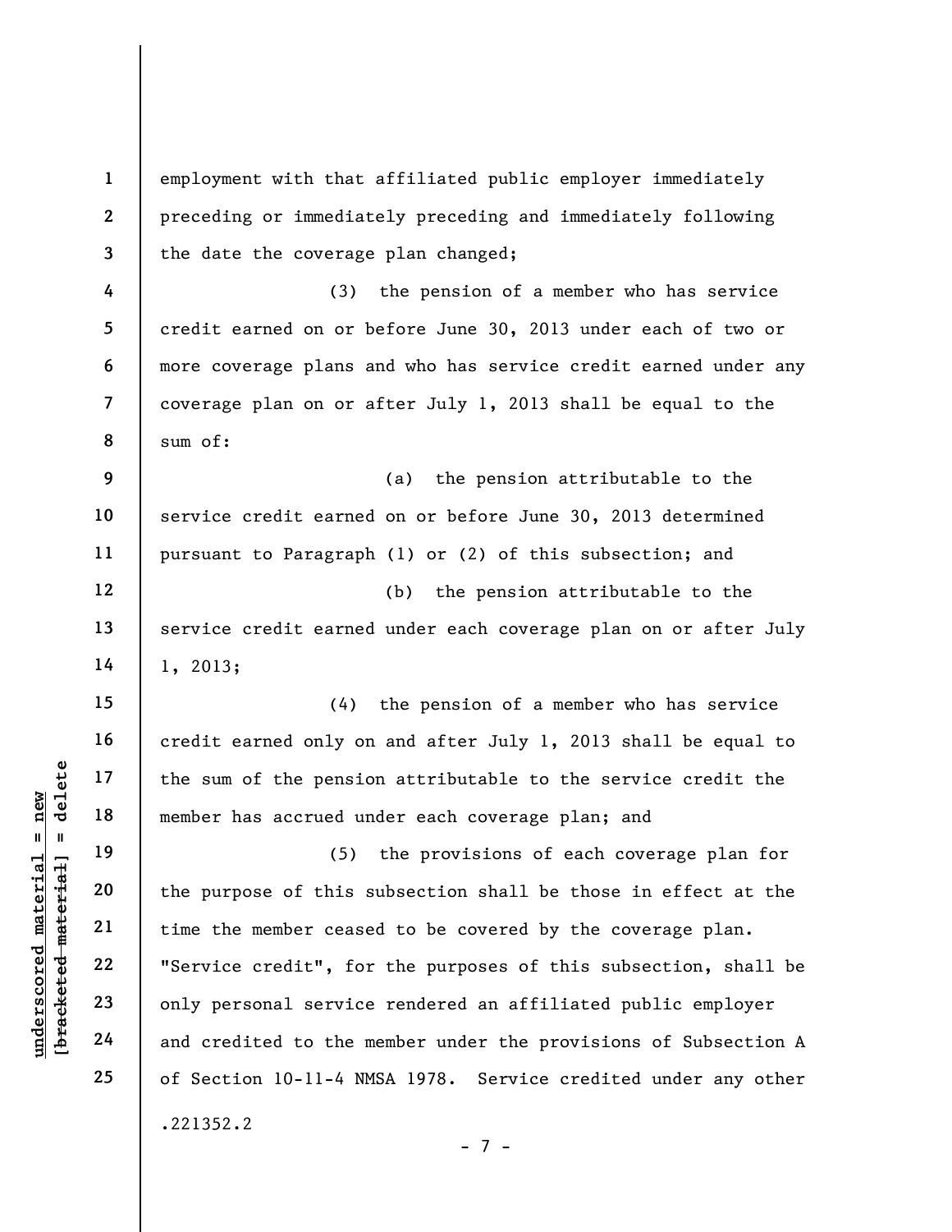employment with that affiliated public employer immediately preceding or immediately preceding and immediately following the date the coverage plan changed;

(3) the pension of a member who has service credit earned on or before June 30, 2013 under each of two or more coverage plans and who has service credit earned under any coverage plan on or after July 1, 2013 shall be equal to the sum of:

(a) the pension attributable to the service credit earned on or before June 30, 2013 determined pursuant to Paragraph (1) or (2) of this subsection; and

(b) the pension attributable to the service credit earned under each coverage plan on or after July 1, 2013;

(4) the pension of a member who has service credit earned only on and after July 1, 2013 shall be equal to the sum of the pension attributable to the service credit the member has accrued under each coverage plan; and

(5) the provisions of each coverage plan for the purpose of this subsection shall be those in effect at the time the member ceased to be covered by the coverage plan. "Service credit", for the purposes of this subsection, shall be only personal service rendered an affiliated public employer and credited to the member under the provisions of Subsection A of Section 10-11-4 NMSA 1978. Service credited under any other

.221352.2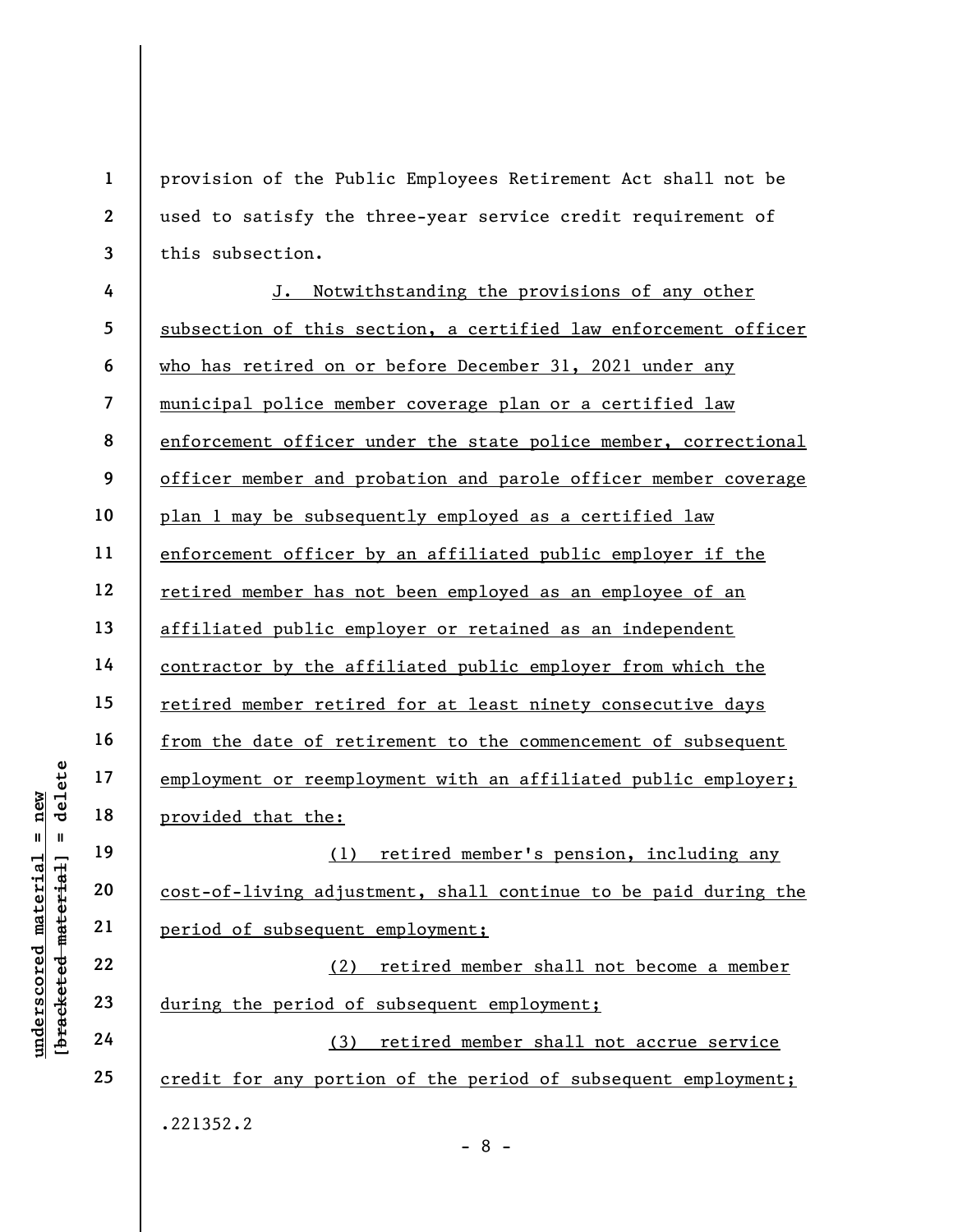provision of the Public Employees Retirement Act shall not be used to satisfy the three-year service credit requirement of this subsection.

J. Notwithstanding the provisions of any other subsection of this section, a certified law enforcement officer who has retired on or before December 31, 2021 under any municipal police member coverage plan or a certified law enforcement officer under the state police member, correctional officer member and probation and parole officer member coverage plan 1 may be subsequently employed as a certified law enforcement officer by an affiliated public employer if the retired member has not been employed as an employee of an affiliated public employer or retained as an independent contractor by the affiliated public employer from which the retired member retired for at least ninety consecutive days from the date of retirement to the commencement of subsequent employment or reemployment with an affiliated public employer; provided that the:

(1) retired member's pension, including any cost-of-living adjustment, shall continue to be paid during the period of subsequent employment;

(2) retired member shall not become a member during the period of subsequent employment;

(3) retired member shall not accrue service credit for any portion of the period of subsequent employment;

.221352.2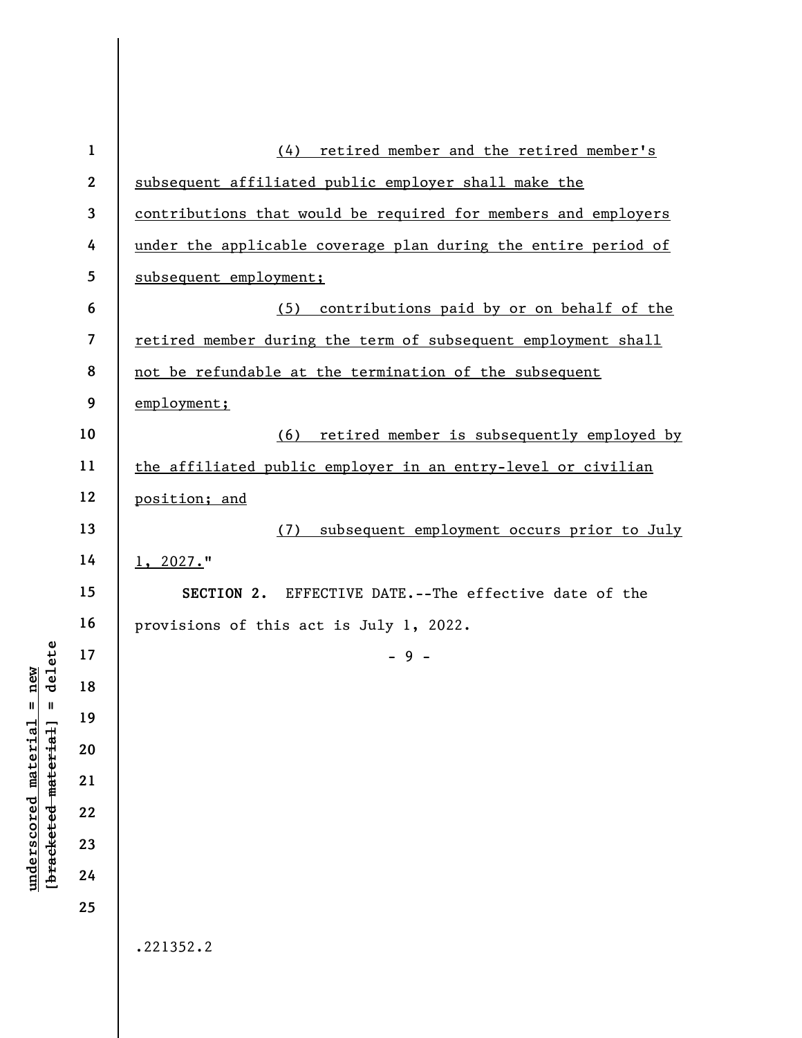(4) retired member and the retired member's subsequent affiliated public employer shall make the contributions that would be required for members and employers under the applicable coverage plan during the entire period of subsequent employment;

(5) contributions paid by or on behalf of the retired member during the term of subsequent employment shall not be refundable at the termination of the subsequent employment;

(6) retired member is subsequently employed by the affiliated public employer in an entry-level or civilian position; and

(7) subsequent employment occurs prior to July 1, 2027."

**SECTION 2.** EFFECTIVE DATE.--The effective date of the provisions of this act is July 1, 2022.

.221352.2